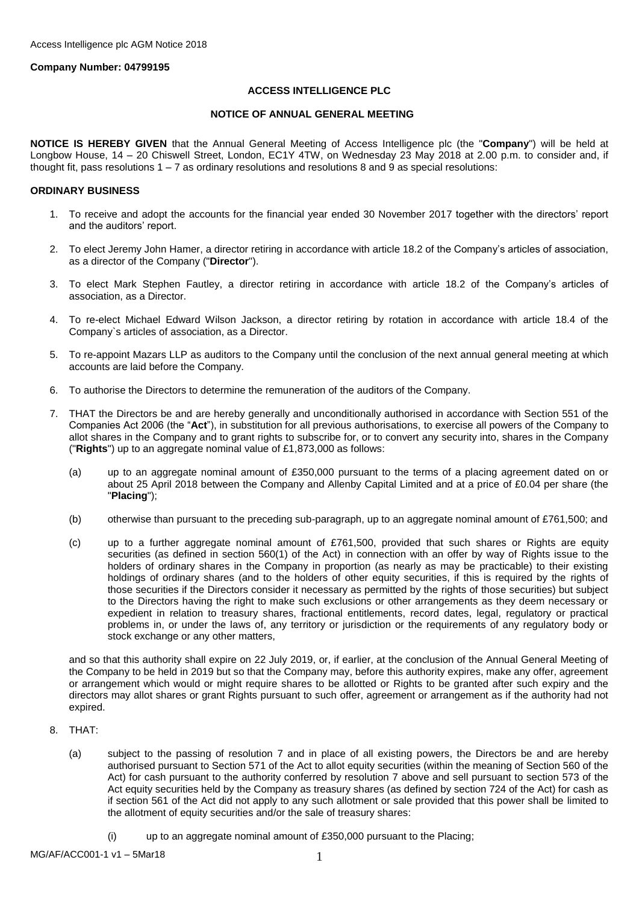**Company Number: 04799195**

**ACCESS INTELLIGENCE PLC**

**NOTICE OF ANNUAL GENERAL MEETING**

**NOTICE IS HEREBY GIVEN** that the Annual General Meeting of Access Intelligence plc (the "**Company**") will be held at Longbow House, 14 – 20 Chiswell Street, London, EC1Y 4TW, on Wednesday 23 May 2018 at 2.00 p.m. to consider and, if thought fit, pass resolutions 1 – 7 as ordinary resolutions and resolutions 8 and 9 as special resolutions:

**ORDINARY BUSINESS**

1. To receive and adopt the accounts for the financial year ended 30 November 2017 together with the directors' report and the auditors' report.

2. To elect Jeremy John Hamer, a director retiring in accordance with article 18.2 of the Company's articles of association, as a director of the Company ("**Director**").

3. To elect Mark Stephen Fautley, a director retiring in accordance with article 18.2 of the Company's articles of association, as a Director.

4. To re-elect Michael Edward Wilson Jackson, a director retiring by rotation in accordance with article 18.4 of the Company`s articles of association, as a Director.

5. To re-appoint Mazars LLP as auditors to the Company until the conclusion of the next annual general meeting at which accounts are laid before the Company.

6. To authorise the Directors to determine the remuneration of the auditors of the Company.

7. THAT the Directors be and are hereby generally and unconditionally authorised in accordance with Section 551 of the Companies Act 2006 (the "**Act**"), in substitution for all previous authorisations, to exercise all powers of the Company to allot shares in the Company and to grant rights to subscribe for, or to convert any security into, shares in the Company ("**Rights**") up to an aggregate nominal value of £1,873,000 as follows:

   (a) up to an aggregate nominal amount of £350,000 pursuant to the terms of a placing agreement dated on or about 25 April 2018 between the Company and Allenby Capital Limited and at a price of £0.04 per share (the "**Placing**");

   (b) otherwise than pursuant to the preceding sub-paragraph, up to an aggregate nominal amount of £761,500; and

   (c) up to a further aggregate nominal amount of £761,500, provided that such shares or Rights are equity securities (as defined in section 560(1) of the Act) in connection with an offer by way of Rights issue to the holders of ordinary shares in the Company in proportion (as nearly as may be practicable) to their existing holdings of ordinary shares (and to the holders of other equity securities, if this is required by the rights of those securities if the Directors consider it necessary as permitted by the rights of those securities) but subject to the Directors having the right to make such exclusions or other arrangements as they deem necessary or expedient in relation to treasury shares, fractional entitlements, record dates, legal, regulatory or practical problems in, or under the laws of, any territory or jurisdiction or the requirements of any regulatory body or stock exchange or any other matters,

   and so that this authority shall expire on 22 July 2019, or, if earlier, at the conclusion of the Annual General Meeting of the Company to be held in 2019 but so that the Company may, before this authority expires, make any offer, agreement or arrangement which would or might require shares to be allotted or Rights to be granted after such expiry and the directors may allot shares or grant Rights pursuant to such offer, agreement or arrangement as if the authority had not expired.

8. THAT:

   (a) subject to the passing of resolution 7 and in place of all existing powers, the Directors be and are hereby authorised pursuant to Section 571 of the Act to allot equity securities (within the meaning of Section 560 of the Act) for cash pursuant to the authority conferred by resolution 7 above and sell pursuant to section 573 of the Act equity securities held by the Company as treasury shares (as defined by section 724 of the Act) for cash as if section 561 of the Act did not apply to any such allotment or sale provided that this power shall be limited to the allotment of equity securities and/or the sale of treasury shares:

      (i) up to an aggregate nominal amount of £350,000 pursuant to the Placing;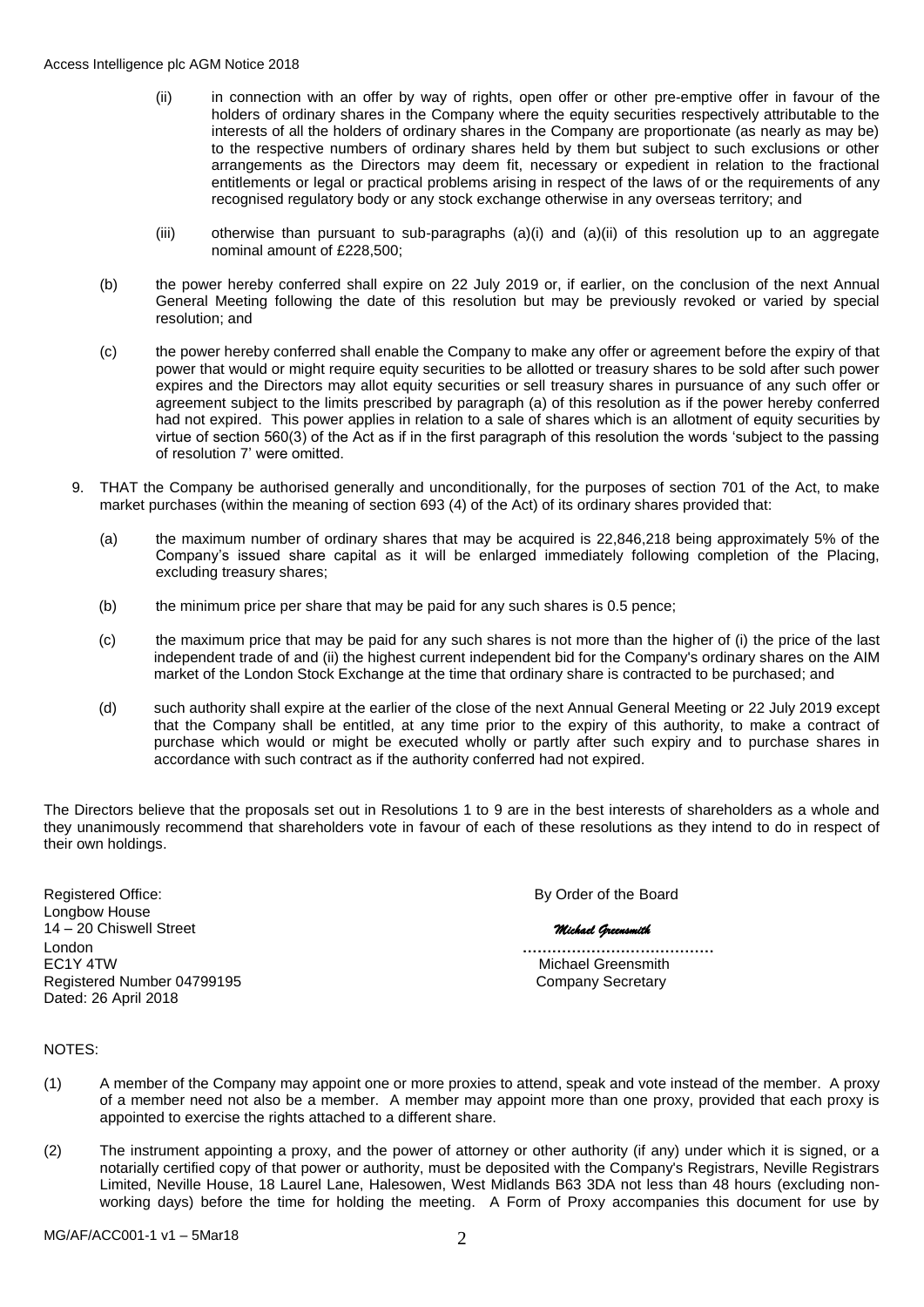(ii) in connection with an offer by way of rights, open offer or other pre-emptive offer in favour of the holders of ordinary shares in the Company where the equity securities respectively attributable to the interests of all the holders of ordinary shares in the Company are proportionate (as nearly as may be) to the respective numbers of ordinary shares held by them but subject to such exclusions or other arrangements as the Directors may deem fit, necessary or expedient in relation to the fractional entitlements or legal or practical problems arising in respect of the laws of or the requirements of any recognised regulatory body or any stock exchange otherwise in any overseas territory; and

(iii) otherwise than pursuant to sub-paragraphs (a)(i) and (a)(ii) of this resolution up to an aggregate nominal amount of £228,500;

(b) the power hereby conferred shall expire on 22 July 2019 or, if earlier, on the conclusion of the next Annual General Meeting following the date of this resolution but may be previously revoked or varied by special resolution; and

(c) the power hereby conferred shall enable the Company to make any offer or agreement before the expiry of that power that would or might require equity securities to be allotted or treasury shares to be sold after such power expires and the Directors may allot equity securities or sell treasury shares in pursuance of any such offer or agreement subject to the limits prescribed by paragraph (a) of this resolution as if the power hereby conferred had not expired. This power applies in relation to a sale of shares which is an allotment of equity securities by virtue of section 560(3) of the Act as if in the first paragraph of this resolution the words 'subject to the passing of resolution 7' were omitted.

9. THAT the Company be authorised generally and unconditionally, for the purposes of section 701 of the Act, to make market purchases (within the meaning of section 693 (4) of the Act) of its ordinary shares provided that:

(a) the maximum number of ordinary shares that may be acquired is 22,846,218 being approximately 5% of the Company's issued share capital as it will be enlarged immediately following completion of the Placing, excluding treasury shares;

(b) the minimum price per share that may be paid for any such shares is 0.5 pence;

(c) the maximum price that may be paid for any such shares is not more than the higher of (i) the price of the last independent trade of and (ii) the highest current independent bid for the Company's ordinary shares on the AIM market of the London Stock Exchange at the time that ordinary share is contracted to be purchased; and

(d) such authority shall expire at the earlier of the close of the next Annual General Meeting or 22 July 2019 except that the Company shall be entitled, at any time prior to the expiry of this authority, to make a contract of purchase which would or might be executed wholly or partly after such expiry and to purchase shares in accordance with such contract as if the authority conferred had not expired.

The Directors believe that the proposals set out in Resolutions 1 to 9 are in the best interests of shareholders as a whole and they unanimously recommend that shareholders vote in favour of each of these resolutions as they intend to do in respect of their own holdings.

Registered Office:
Longbow House
14 – 20 Chiswell Street
London
EC1Y 4TW
Registered Number 04799195
Dated: 26 April 2018

By Order of the Board

*Michael Greensmith*
.......................................
Michael Greensmith
Company Secretary

NOTES:

(1) A member of the Company may appoint one or more proxies to attend, speak and vote instead of the member. A proxy of a member need not also be a member. A member may appoint more than one proxy, provided that each proxy is appointed to exercise the rights attached to a different share.

(2) The instrument appointing a proxy, and the power of attorney or other authority (if any) under which it is signed, or a notarially certified copy of that power or authority, must be deposited with the Company's Registrars, Neville Registrars Limited, Neville House, 18 Laurel Lane, Halesowen, West Midlands B63 3DA not less than 48 hours (excluding non-working days) before the time for holding the meeting. A Form of Proxy accompanies this document for use by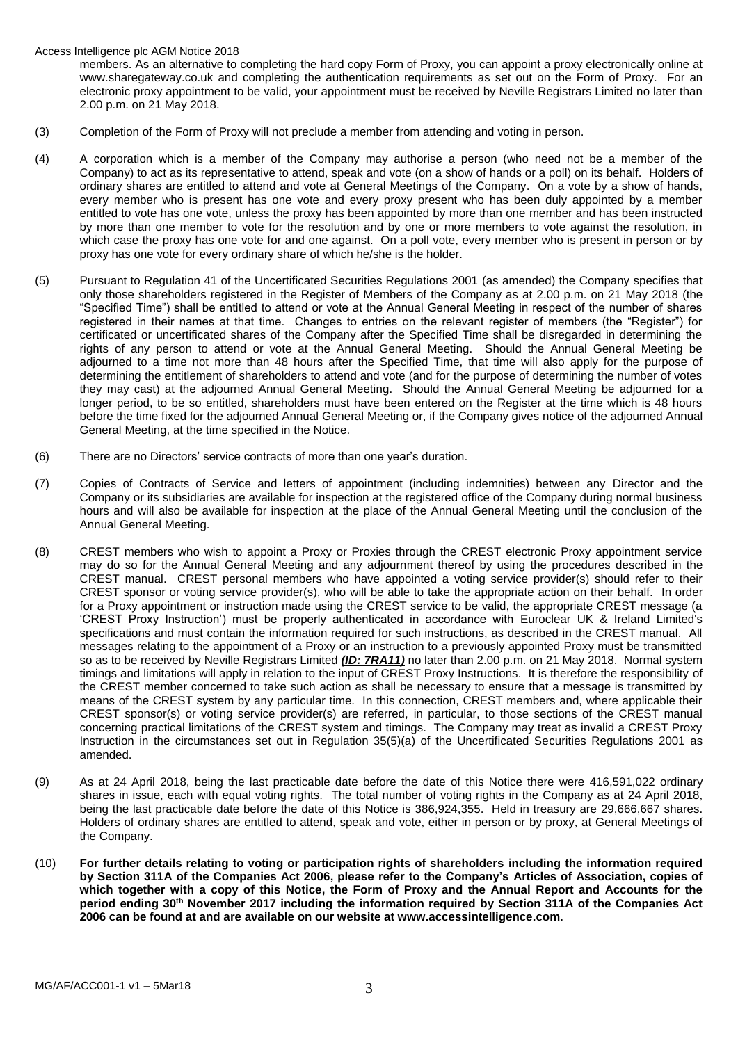members. As an alternative to completing the hard copy Form of Proxy, you can appoint a proxy electronically online at www.sharegateway.co.uk and completing the authentication requirements as set out on the Form of Proxy. For an electronic proxy appointment to be valid, your appointment must be received by Neville Registrars Limited no later than 2.00 p.m. on 21 May 2018.

(3) Completion of the Form of Proxy will not preclude a member from attending and voting in person.

(4) A corporation which is a member of the Company may authorise a person (who need not be a member of the Company) to act as its representative to attend, speak and vote (on a show of hands or a poll) on its behalf. Holders of ordinary shares are entitled to attend and vote at General Meetings of the Company. On a vote by a show of hands, every member who is present has one vote and every proxy present who has been duly appointed by a member entitled to vote has one vote, unless the proxy has been appointed by more than one member and has been instructed by more than one member to vote for the resolution and by one or more members to vote against the resolution, in which case the proxy has one vote for and one against. On a poll vote, every member who is present in person or by proxy has one vote for every ordinary share of which he/she is the holder.

(5) Pursuant to Regulation 41 of the Uncertificated Securities Regulations 2001 (as amended) the Company specifies that only those shareholders registered in the Register of Members of the Company as at 2.00 p.m. on 21 May 2018 (the "Specified Time") shall be entitled to attend or vote at the Annual General Meeting in respect of the number of shares registered in their names at that time. Changes to entries on the relevant register of members (the "Register") for certificated or uncertificated shares of the Company after the Specified Time shall be disregarded in determining the rights of any person to attend or vote at the Annual General Meeting. Should the Annual General Meeting be adjourned to a time not more than 48 hours after the Specified Time, that time will also apply for the purpose of determining the entitlement of shareholders to attend and vote (and for the purpose of determining the number of votes they may cast) at the adjourned Annual General Meeting. Should the Annual General Meeting be adjourned for a longer period, to be so entitled, shareholders must have been entered on the Register at the time which is 48 hours before the time fixed for the adjourned Annual General Meeting or, if the Company gives notice of the adjourned Annual General Meeting, at the time specified in the Notice.

(6) There are no Directors' service contracts of more than one year's duration.

(7) Copies of Contracts of Service and letters of appointment (including indemnities) between any Director and the Company or its subsidiaries are available for inspection at the registered office of the Company during normal business hours and will also be available for inspection at the place of the Annual General Meeting until the conclusion of the Annual General Meeting.

(8) CREST members who wish to appoint a Proxy or Proxies through the CREST electronic Proxy appointment service may do so for the Annual General Meeting and any adjournment thereof by using the procedures described in the CREST manual. CREST personal members who have appointed a voting service provider(s) should refer to their CREST sponsor or voting service provider(s), who will be able to take the appropriate action on their behalf. In order for a Proxy appointment or instruction made using the CREST service to be valid, the appropriate CREST message (a 'CREST Proxy Instruction') must be properly authenticated in accordance with Euroclear UK & Ireland Limited's specifications and must contain the information required for such instructions, as described in the CREST manual. All messages relating to the appointment of a Proxy or an instruction to a previously appointed Proxy must be transmitted so as to be received by Neville Registrars Limited ***(ID: 7RA11)*** no later than 2.00 p.m. on 21 May 2018. Normal system timings and limitations will apply in relation to the input of CREST Proxy Instructions. It is therefore the responsibility of the CREST member concerned to take such action as shall be necessary to ensure that a message is transmitted by means of the CREST system by any particular time. In this connection, CREST members and, where applicable their CREST sponsor(s) or voting service provider(s) are referred, in particular, to those sections of the CREST manual concerning practical limitations of the CREST system and timings. The Company may treat as invalid a CREST Proxy Instruction in the circumstances set out in Regulation 35(5)(a) of the Uncertificated Securities Regulations 2001 as amended.

(9) As at 24 April 2018, being the last practicable date before the date of this Notice there were 416,591,022 ordinary shares in issue, each with equal voting rights. The total number of voting rights in the Company as at 24 April 2018, being the last practicable date before the date of this Notice is 386,924,355. Held in treasury are 29,666,667 shares. Holders of ordinary shares are entitled to attend, speak and vote, either in person or by proxy, at General Meetings of the Company.

(10) **For further details relating to voting or participation rights of shareholders including the information required by Section 311A of the Companies Act 2006, please refer to the Company's Articles of Association, copies of which together with a copy of this Notice, the Form of Proxy and the Annual Report and Accounts for the period ending 30th November 2017 including the information required by Section 311A of the Companies Act 2006 can be found at and are available on our website at www.accessintelligence.com.**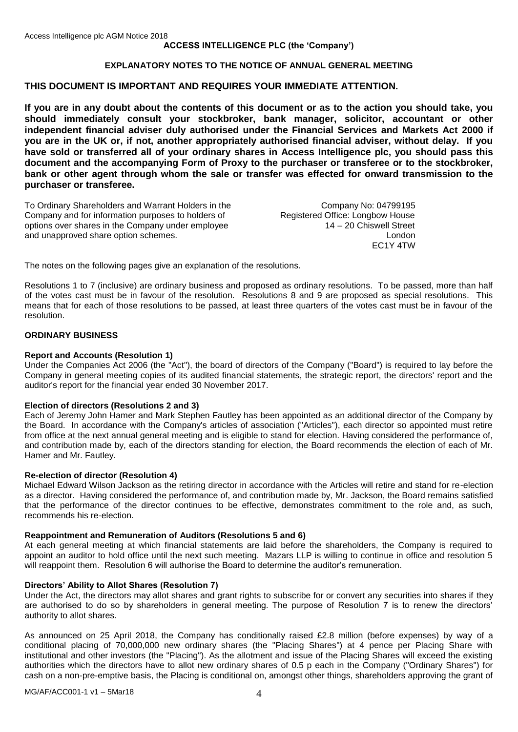**ACCESS INTELLIGENCE PLC (the 'Company')**

**EXPLANATORY NOTES TO THE NOTICE OF ANNUAL GENERAL MEETING**

## THIS DOCUMENT IS IMPORTANT AND REQUIRES YOUR IMMEDIATE ATTENTION.

**If you are in any doubt about the contents of this document or as to the action you should take, you should immediately consult your stockbroker, bank manager, solicitor, accountant or other independent financial adviser duly authorised under the Financial Services and Markets Act 2000 if you are in the UK or, if not, another appropriately authorised financial adviser, without delay. If you have sold or transferred all of your ordinary shares in Access Intelligence plc, you should pass this document and the accompanying Form of Proxy to the purchaser or transferee or to the stockbroker, bank or other agent through whom the sale or transfer was effected for onward transmission to the purchaser or transferee.**

To Ordinary Shareholders and Warrant Holders in the Company and for information purposes to holders of options over shares in the Company under employee and unapproved share option schemes.

Company No: 04799195
Registered Office: Longbow House
14 – 20 Chiswell Street
London
EC1Y 4TW

The notes on the following pages give an explanation of the resolutions.

Resolutions 1 to 7 (inclusive) are ordinary business and proposed as ordinary resolutions. To be passed, more than half of the votes cast must be in favour of the resolution. Resolutions 8 and 9 are proposed as special resolutions. This means that for each of those resolutions to be passed, at least three quarters of the votes cast must be in favour of the resolution.

**ORDINARY BUSINESS**

**Report and Accounts (Resolution 1)**
Under the Companies Act 2006 (the "Act"), the board of directors of the Company ("Board") is required to lay before the Company in general meeting copies of its audited financial statements, the strategic report, the directors' report and the auditor's report for the financial year ended 30 November 2017.

**Election of directors (Resolutions 2 and 3)**
Each of Jeremy John Hamer and Mark Stephen Fautley has been appointed as an additional director of the Company by the Board. In accordance with the Company's articles of association ("Articles"), each director so appointed must retire from office at the next annual general meeting and is eligible to stand for election. Having considered the performance of, and contribution made by, each of the directors standing for election, the Board recommends the election of each of Mr. Hamer and Mr. Fautley.

**Re-election of director (Resolution 4)**
Michael Edward Wilson Jackson as the retiring director in accordance with the Articles will retire and stand for re-election as a director. Having considered the performance of, and contribution made by, Mr. Jackson, the Board remains satisfied that the performance of the director continues to be effective, demonstrates commitment to the role and, as such, recommends his re-election.

**Reappointment and Remuneration of Auditors (Resolutions 5 and 6)**
At each general meeting at which financial statements are laid before the shareholders, the Company is required to appoint an auditor to hold office until the next such meeting. Mazars LLP is willing to continue in office and resolution 5 will reappoint them. Resolution 6 will authorise the Board to determine the auditor's remuneration.

**Directors' Ability to Allot Shares (Resolution 7)**
Under the Act, the directors may allot shares and grant rights to subscribe for or convert any securities into shares if they are authorised to do so by shareholders in general meeting. The purpose of Resolution 7 is to renew the directors' authority to allot shares.

As announced on 25 April 2018, the Company has conditionally raised £2.8 million (before expenses) by way of a conditional placing of 70,000,000 new ordinary shares (the "Placing Shares") at 4 pence per Placing Share with institutional and other investors (the "Placing"). As the allotment and issue of the Placing Shares will exceed the existing authorities which the directors have to allot new ordinary shares of 0.5 p each in the Company ("Ordinary Shares") for cash on a non-pre-emptive basis, the Placing is conditional on, amongst other things, shareholders approving the grant of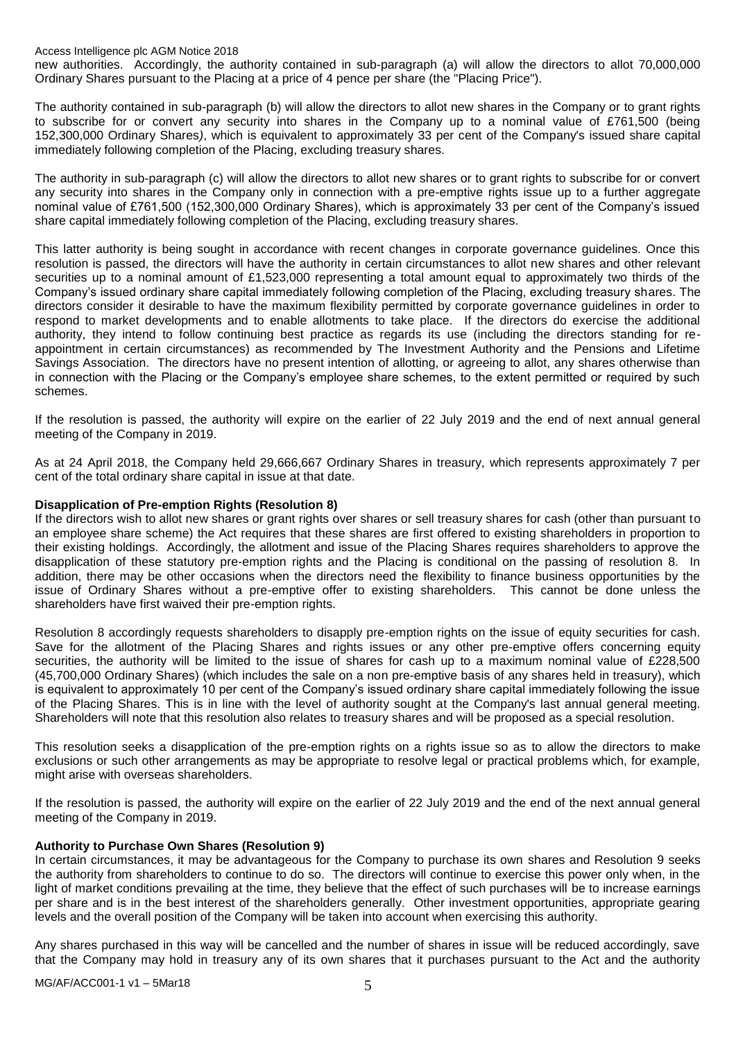new authorities. Accordingly, the authority contained in sub-paragraph (a) will allow the directors to allot 70,000,000 Ordinary Shares pursuant to the Placing at a price of 4 pence per share (the "Placing Price").

The authority contained in sub-paragraph (b) will allow the directors to allot new shares in the Company or to grant rights to subscribe for or convert any security into shares in the Company up to a nominal value of £761,500 (being 152,300,000 Ordinary Shares*)*, which is equivalent to approximately 33 per cent of the Company's issued share capital immediately following completion of the Placing, excluding treasury shares.

The authority in sub-paragraph (c) will allow the directors to allot new shares or to grant rights to subscribe for or convert any security into shares in the Company only in connection with a pre-emptive rights issue up to a further aggregate nominal value of £761,500 (152,300,000 Ordinary Shares), which is approximately 33 per cent of the Company's issued share capital immediately following completion of the Placing, excluding treasury shares.

This latter authority is being sought in accordance with recent changes in corporate governance guidelines. Once this resolution is passed, the directors will have the authority in certain circumstances to allot new shares and other relevant securities up to a nominal amount of £1,523,000 representing a total amount equal to approximately two thirds of the Company's issued ordinary share capital immediately following completion of the Placing, excluding treasury shares. The directors consider it desirable to have the maximum flexibility permitted by corporate governance guidelines in order to respond to market developments and to enable allotments to take place. If the directors do exercise the additional authority, they intend to follow continuing best practice as regards its use (including the directors standing for re-appointment in certain circumstances) as recommended by The Investment Authority and the Pensions and Lifetime Savings Association. The directors have no present intention of allotting, or agreeing to allot, any shares otherwise than in connection with the Placing or the Company's employee share schemes, to the extent permitted or required by such schemes.

If the resolution is passed, the authority will expire on the earlier of 22 July 2019 and the end of next annual general meeting of the Company in 2019.

As at 24 April 2018, the Company held 29,666,667 Ordinary Shares in treasury, which represents approximately 7 per cent of the total ordinary share capital in issue at that date.

**Disapplication of Pre-emption Rights (Resolution 8)**

If the directors wish to allot new shares or grant rights over shares or sell treasury shares for cash (other than pursuant to an employee share scheme) the Act requires that these shares are first offered to existing shareholders in proportion to their existing holdings. Accordingly, the allotment and issue of the Placing Shares requires shareholders to approve the disapplication of these statutory pre-emption rights and the Placing is conditional on the passing of resolution 8. In addition, there may be other occasions when the directors need the flexibility to finance business opportunities by the issue of Ordinary Shares without a pre-emptive offer to existing shareholders. This cannot be done unless the shareholders have first waived their pre-emption rights.

Resolution 8 accordingly requests shareholders to disapply pre-emption rights on the issue of equity securities for cash. Save for the allotment of the Placing Shares and rights issues or any other pre-emptive offers concerning equity securities, the authority will be limited to the issue of shares for cash up to a maximum nominal value of £228,500 (45,700,000 Ordinary Shares) (which includes the sale on a non pre-emptive basis of any shares held in treasury), which is equivalent to approximately 10 per cent of the Company's issued ordinary share capital immediately following the issue of the Placing Shares. This is in line with the level of authority sought at the Company's last annual general meeting. Shareholders will note that this resolution also relates to treasury shares and will be proposed as a special resolution.

This resolution seeks a disapplication of the pre-emption rights on a rights issue so as to allow the directors to make exclusions or such other arrangements as may be appropriate to resolve legal or practical problems which, for example, might arise with overseas shareholders.

If the resolution is passed, the authority will expire on the earlier of 22 July 2019 and the end of the next annual general meeting of the Company in 2019.

**Authority to Purchase Own Shares (Resolution 9)**

In certain circumstances, it may be advantageous for the Company to purchase its own shares and Resolution 9 seeks the authority from shareholders to continue to do so. The directors will continue to exercise this power only when, in the light of market conditions prevailing at the time, they believe that the effect of such purchases will be to increase earnings per share and is in the best interest of the shareholders generally. Other investment opportunities, appropriate gearing levels and the overall position of the Company will be taken into account when exercising this authority.

Any shares purchased in this way will be cancelled and the number of shares in issue will be reduced accordingly, save that the Company may hold in treasury any of its own shares that it purchases pursuant to the Act and the authority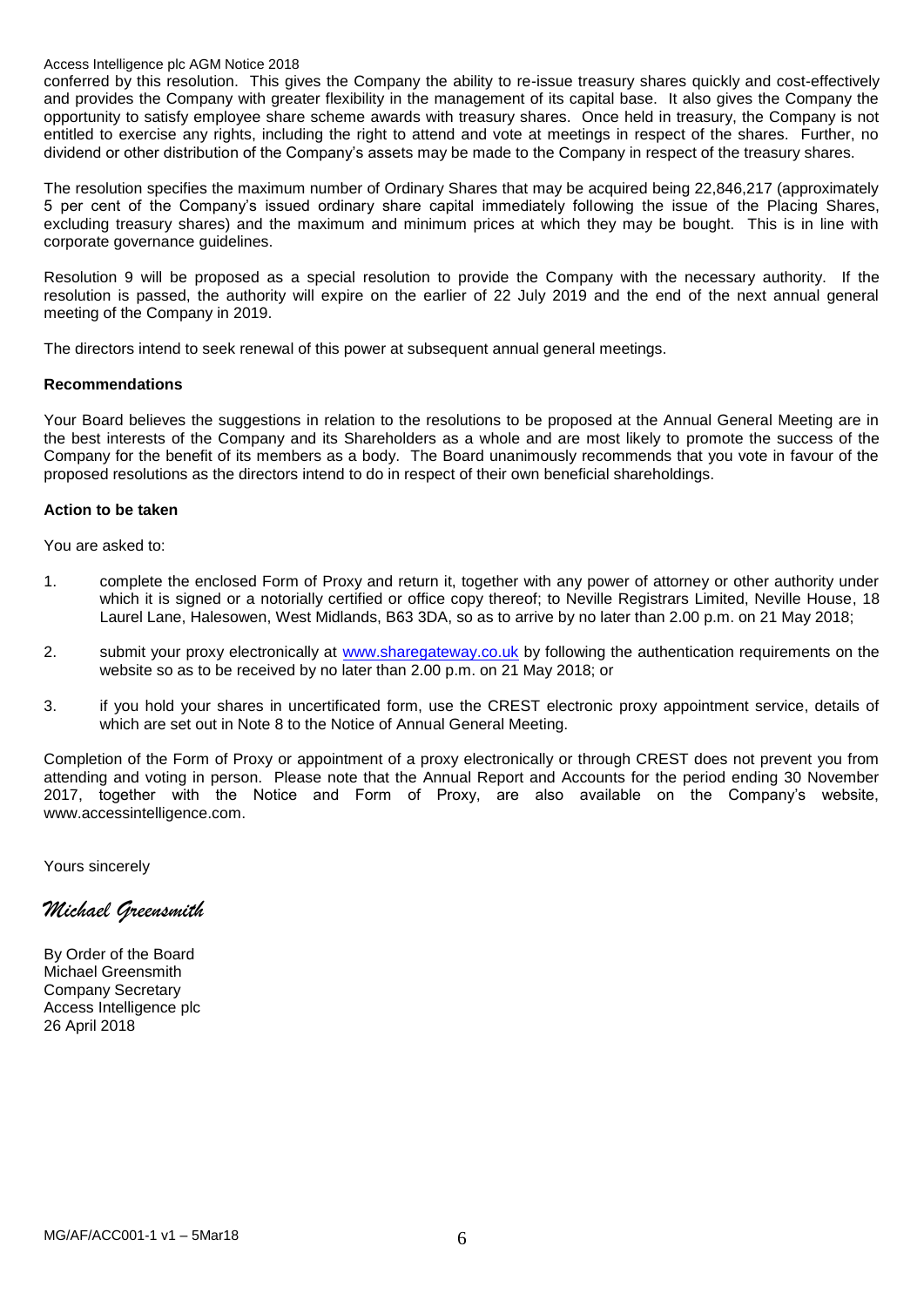conferred by this resolution. This gives the Company the ability to re-issue treasury shares quickly and cost-effectively and provides the Company with greater flexibility in the management of its capital base. It also gives the Company the opportunity to satisfy employee share scheme awards with treasury shares. Once held in treasury, the Company is not entitled to exercise any rights, including the right to attend and vote at meetings in respect of the shares. Further, no dividend or other distribution of the Company's assets may be made to the Company in respect of the treasury shares.

The resolution specifies the maximum number of Ordinary Shares that may be acquired being 22,846,217 (approximately 5 per cent of the Company's issued ordinary share capital immediately following the issue of the Placing Shares, excluding treasury shares) and the maximum and minimum prices at which they may be bought. This is in line with corporate governance guidelines.

Resolution 9 will be proposed as a special resolution to provide the Company with the necessary authority. If the resolution is passed, the authority will expire on the earlier of 22 July 2019 and the end of the next annual general meeting of the Company in 2019.

The directors intend to seek renewal of this power at subsequent annual general meetings.

**Recommendations**

Your Board believes the suggestions in relation to the resolutions to be proposed at the Annual General Meeting are in the best interests of the Company and its Shareholders as a whole and are most likely to promote the success of the Company for the benefit of its members as a body. The Board unanimously recommends that you vote in favour of the proposed resolutions as the directors intend to do in respect of their own beneficial shareholdings.

**Action to be taken**

You are asked to:

1. complete the enclosed Form of Proxy and return it, together with any power of attorney or other authority under which it is signed or a notorially certified or office copy thereof; to Neville Registrars Limited, Neville House, 18 Laurel Lane, Halesowen, West Midlands, B63 3DA, so as to arrive by no later than 2.00 p.m. on 21 May 2018;
2. submit your proxy electronically at www.sharegateway.co.uk by following the authentication requirements on the website so as to be received by no later than 2.00 p.m. on 21 May 2018; or
3. if you hold your shares in uncertificated form, use the CREST electronic proxy appointment service, details of which are set out in Note 8 to the Notice of Annual General Meeting.

Completion of the Form of Proxy or appointment of a proxy electronically or through CREST does not prevent you from attending and voting in person. Please note that the Annual Report and Accounts for the period ending 30 November 2017, together with the Notice and Form of Proxy, are also available on the Company's website, www.accessintelligence.com.

Yours sincerely

*Michael Greensmith*

By Order of the Board
Michael Greensmith
Company Secretary
Access Intelligence plc
26 April 2018

MG/AF/ACC001-1 v1 – 5Mar18